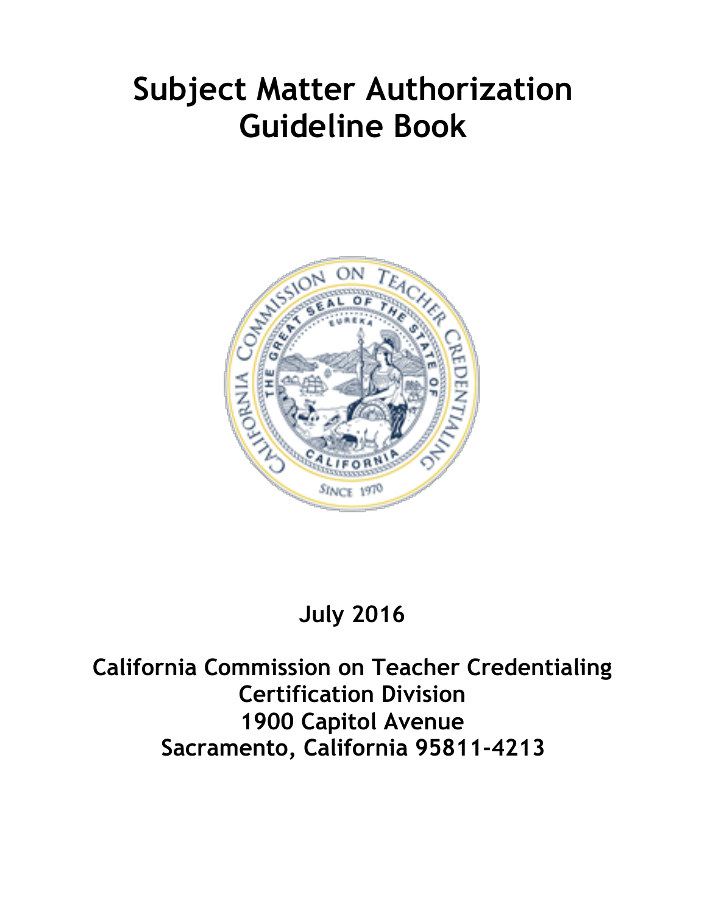# Subject Matter Authorization Guideline Book

**July 2016**

**California Commission on Teacher Credentialing**
**Certification Division**
**1900 Capitol Avenue**
**Sacramento, California 95811-4213**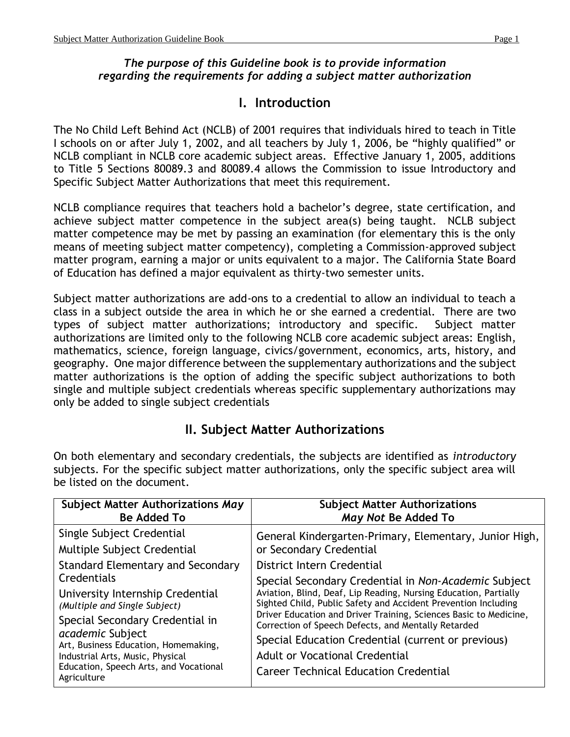*The purpose of this Guideline book is to provide information regarding the requirements for adding a subject matter authorization*

# I. Introduction

The No Child Left Behind Act (NCLB) of 2001 requires that individuals hired to teach in Title I schools on or after July 1, 2002, and all teachers by July 1, 2006, be "highly qualified" or NCLB compliant in NCLB core academic subject areas. Effective January 1, 2005, additions to Title 5 Sections 80089.3 and 80089.4 allows the Commission to issue Introductory and Specific Subject Matter Authorizations that meet this requirement.

NCLB compliance requires that teachers hold a bachelor's degree, state certification, and achieve subject matter competence in the subject area(s) being taught. NCLB subject matter competence may be met by passing an examination (for elementary this is the only means of meeting subject matter competency), completing a Commission-approved subject matter program, earning a major or units equivalent to a major. The California State Board of Education has defined a major equivalent as thirty-two semester units.

Subject matter authorizations are add-ons to a credential to allow an individual to teach a class in a subject outside the area in which he or she earned a credential. There are two types of subject matter authorizations; introductory and specific. Subject matter authorizations are limited only to the following NCLB core academic subject areas: English, mathematics, science, foreign language, civics/government, economics, arts, history, and geography. One major difference between the supplementary authorizations and the subject matter authorizations is the option of adding the specific subject authorizations to both single and multiple subject credentials whereas specific supplementary authorizations may only be added to single subject credentials

# II. Subject Matter Authorizations

On both elementary and secondary credentials, the subjects are identified as *introductory* subjects. For the specific subject matter authorizations, only the specific subject area will be listed on the document.

| **Subject Matter Authorizations *May* Be Added To** | **Subject Matter Authorizations *May Not* Be Added To** |
|---|---|
| Single Subject Credential | General Kindergarten-Primary, Elementary, Junior High, or Secondary Credential |
| Multiple Subject Credential | District Intern Credential |
| Standard Elementary and Secondary Credentials | Special Secondary Credential in *Non-Academic* Subject Aviation, Blind, Deaf, Lip Reading, Nursing Education, Partially Sighted Child, Public Safety and Accident Prevention Including Driver Education and Driver Training, Sciences Basic to Medicine, Correction of Speech Defects, and Mentally Retarded |
| University Internship Credential *(Multiple and Single Subject)* | Special Education Credential (current or previous) |
| Special Secondary Credential in *academic* Subject Art, Business Education, Homemaking, Industrial Arts, Music, Physical Education, Speech Arts, and Vocational Agriculture | Adult or Vocational Credential |
| | Career Technical Education Credential |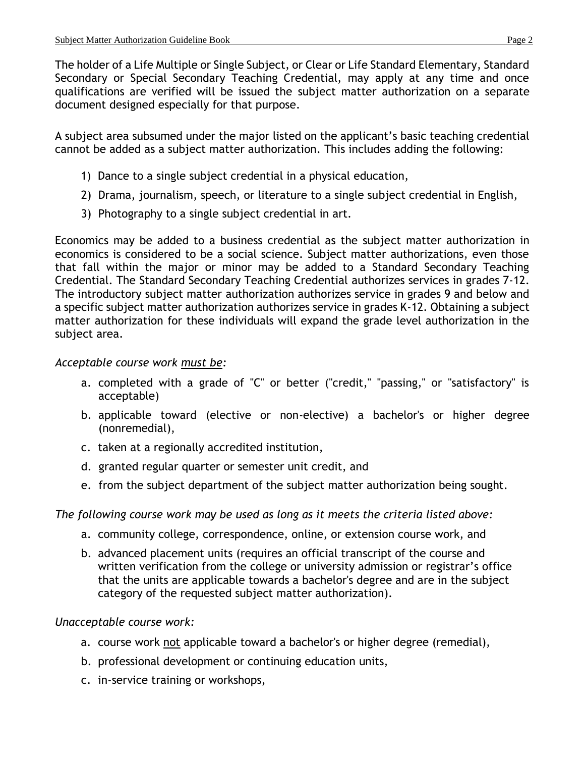The holder of a Life Multiple or Single Subject, or Clear or Life Standard Elementary, Standard Secondary or Special Secondary Teaching Credential, may apply at any time and once qualifications are verified will be issued the subject matter authorization on a separate document designed especially for that purpose.

A subject area subsumed under the major listed on the applicant's basic teaching credential cannot be added as a subject matter authorization. This includes adding the following:

1) Dance to a single subject credential in a physical education,
2) Drama, journalism, speech, or literature to a single subject credential in English,
3) Photography to a single subject credential in art.

Economics may be added to a business credential as the subject matter authorization in economics is considered to be a social science. Subject matter authorizations, even those that fall within the major or minor may be added to a Standard Secondary Teaching Credential. The Standard Secondary Teaching Credential authorizes services in grades 7-12. The introductory subject matter authorization authorizes service in grades 9 and below and a specific subject matter authorization authorizes service in grades K-12. Obtaining a subject matter authorization for these individuals will expand the grade level authorization in the subject area.

*Acceptable course work <u>must be</u>:*

a. completed with a grade of "C" or better ("credit," "passing," or "satisfactory" is acceptable)
b. applicable toward (elective or non-elective) a bachelor's or higher degree (nonremedial),
c. taken at a regionally accredited institution,
d. granted regular quarter or semester unit credit, and
e. from the subject department of the subject matter authorization being sought.

*The following course work may be used as long as it meets the criteria listed above:*

a. community college, correspondence, online, or extension course work, and
b. advanced placement units (requires an official transcript of the course and written verification from the college or university admission or registrar's office that the units are applicable towards a bachelor's degree and are in the subject category of the requested subject matter authorization).

*Unacceptable course work:*

a. course work <u>not</u> applicable toward a bachelor's or higher degree (remedial),
b. professional development or continuing education units,
c. in-service training or workshops,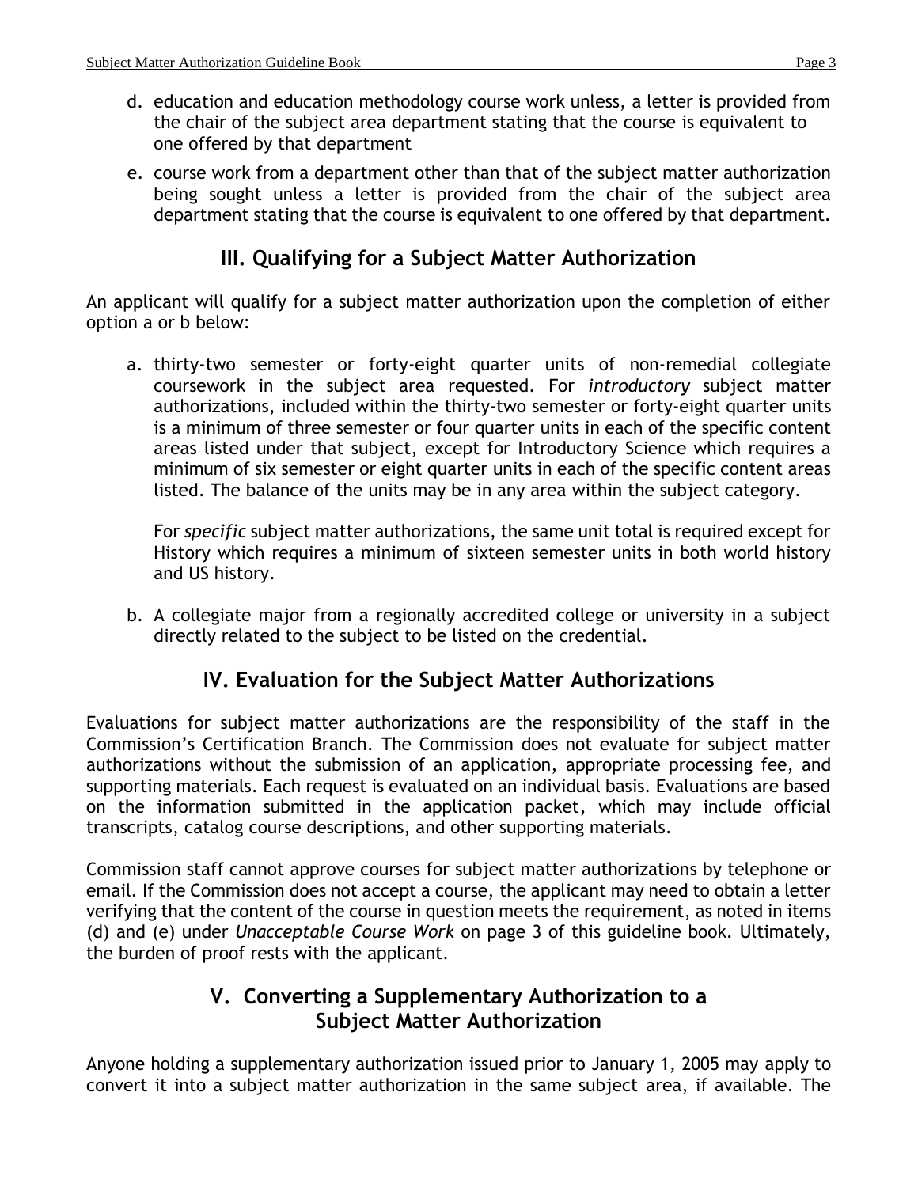d. education and education methodology course work unless, a letter is provided from the chair of the subject area department stating that the course is equivalent to one offered by that department

e. course work from a department other than that of the subject matter authorization being sought unless a letter is provided from the chair of the subject area department stating that the course is equivalent to one offered by that department.

## III. Qualifying for a Subject Matter Authorization

An applicant will qualify for a subject matter authorization upon the completion of either option a or b below:

a. thirty-two semester or forty-eight quarter units of non-remedial collegiate coursework in the subject area requested. For *introductory* subject matter authorizations, included within the thirty-two semester or forty-eight quarter units is a minimum of three semester or four quarter units in each of the specific content areas listed under that subject, except for Introductory Science which requires a minimum of six semester or eight quarter units in each of the specific content areas listed. The balance of the units may be in any area within the subject category.

   For *specific* subject matter authorizations, the same unit total is required except for History which requires a minimum of sixteen semester units in both world history and US history.

b. A collegiate major from a regionally accredited college or university in a subject directly related to the subject to be listed on the credential.

## IV. Evaluation for the Subject Matter Authorizations

Evaluations for subject matter authorizations are the responsibility of the staff in the Commission's Certification Branch. The Commission does not evaluate for subject matter authorizations without the submission of an application, appropriate processing fee, and supporting materials. Each request is evaluated on an individual basis. Evaluations are based on the information submitted in the application packet, which may include official transcripts, catalog course descriptions, and other supporting materials.

Commission staff cannot approve courses for subject matter authorizations by telephone or email. If the Commission does not accept a course, the applicant may need to obtain a letter verifying that the content of the course in question meets the requirement, as noted in items (d) and (e) under *Unacceptable Course Work* on page 3 of this guideline book. Ultimately, the burden of proof rests with the applicant.

## V. Converting a Supplementary Authorization to a Subject Matter Authorization

Anyone holding a supplementary authorization issued prior to January 1, 2005 may apply to convert it into a subject matter authorization in the same subject area, if available. The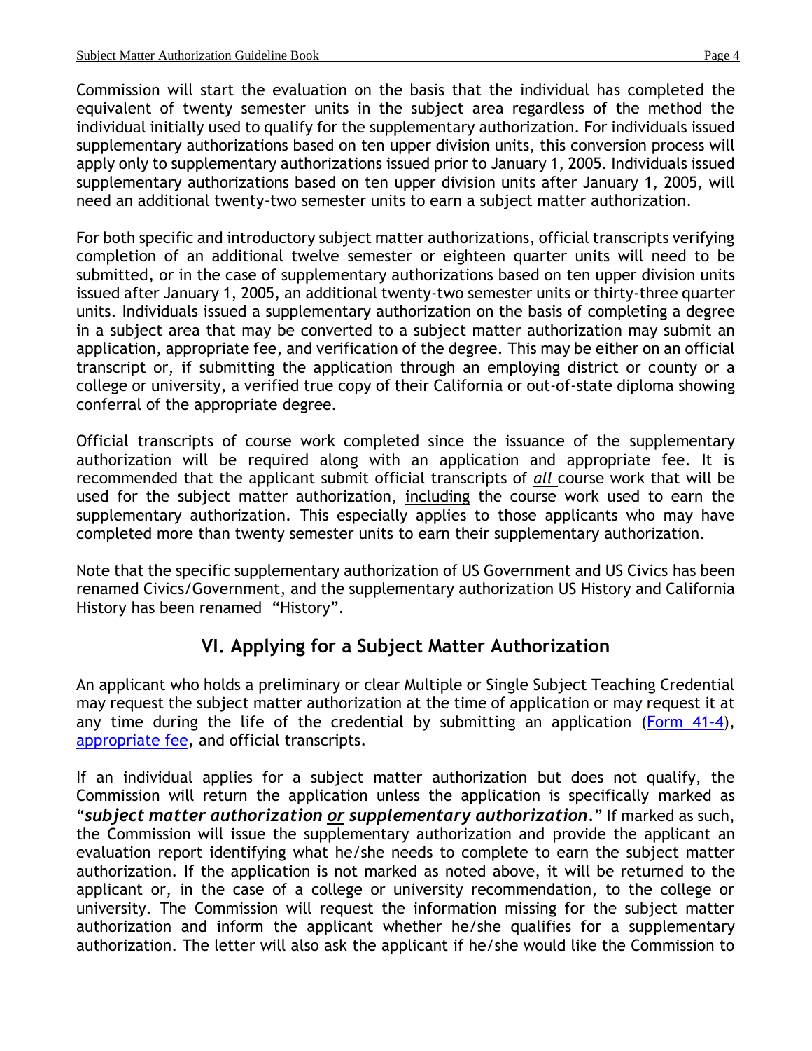Commission will start the evaluation on the basis that the individual has completed the equivalent of twenty semester units in the subject area regardless of the method the individual initially used to qualify for the supplementary authorization. For individuals issued supplementary authorizations based on ten upper division units, this conversion process will apply only to supplementary authorizations issued prior to January 1, 2005. Individuals issued supplementary authorizations based on ten upper division units after January 1, 2005, will need an additional twenty-two semester units to earn a subject matter authorization.

For both specific and introductory subject matter authorizations, official transcripts verifying completion of an additional twelve semester or eighteen quarter units will need to be submitted, or in the case of supplementary authorizations based on ten upper division units issued after January 1, 2005, an additional twenty-two semester units or thirty-three quarter units. Individuals issued a supplementary authorization on the basis of completing a degree in a subject area that may be converted to a subject matter authorization may submit an application, appropriate fee, and verification of the degree. This may be either on an official transcript or, if submitting the application through an employing district or county or a college or university, a verified true copy of their California or out-of-state diploma showing conferral of the appropriate degree.

Official transcripts of course work completed since the issuance of the supplementary authorization will be required along with an application and appropriate fee. It is recommended that the applicant submit official transcripts of ***all*** course work that will be used for the subject matter authorization, <u>including</u> the course work used to earn the supplementary authorization. This especially applies to those applicants who may have completed more than twenty semester units to earn their supplementary authorization.

<u>Note</u> that the specific supplementary authorization of US Government and US Civics has been renamed Civics/Government, and the supplementary authorization US History and California History has been renamed "History".

## VI. Applying for a Subject Matter Authorization

An applicant who holds a preliminary or clear Multiple or Single Subject Teaching Credential may request the subject matter authorization at the time of application or may request it at any time during the life of the credential by submitting an application (Form 41-4), appropriate fee, and official transcripts.

If an individual applies for a subject matter authorization but does not qualify, the Commission will return the application unless the application is specifically marked as "***subject matter authorization <u>or</u> supplementary authorization***." If marked as such, the Commission will issue the supplementary authorization and provide the applicant an evaluation report identifying what he/she needs to complete to earn the subject matter authorization. If the application is not marked as noted above, it will be returned to the applicant or, in the case of a college or university recommendation, to the college or university. The Commission will request the information missing for the subject matter authorization and inform the applicant whether he/she qualifies for a supplementary authorization. The letter will also ask the applicant if he/she would like the Commission to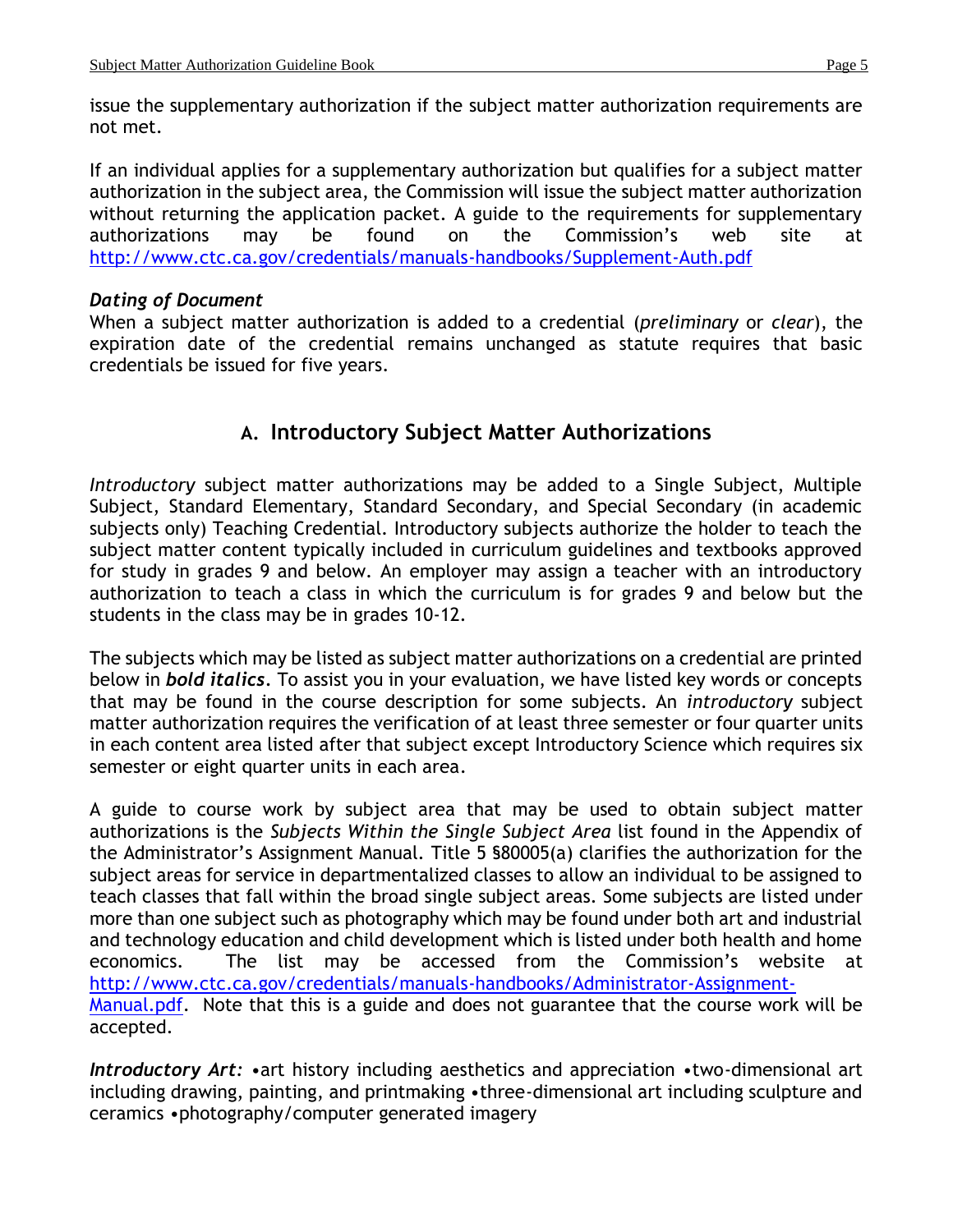issue the supplementary authorization if the subject matter authorization requirements are not met.

If an individual applies for a supplementary authorization but qualifies for a subject matter authorization in the subject area, the Commission will issue the subject matter authorization without returning the application packet. A guide to the requirements for supplementary authorizations may be found on the Commission's web site at http://www.ctc.ca.gov/credentials/manuals-handbooks/Supplement-Auth.pdf

***Dating of Document***

When a subject matter authorization is added to a credential (*preliminary* or *clear*), the expiration date of the credential remains unchanged as statute requires that basic credentials be issued for five years.

## A. Introductory Subject Matter Authorizations

*Introductory* subject matter authorizations may be added to a Single Subject, Multiple Subject, Standard Elementary, Standard Secondary, and Special Secondary (in academic subjects only) Teaching Credential. Introductory subjects authorize the holder to teach the subject matter content typically included in curriculum guidelines and textbooks approved for study in grades 9 and below. An employer may assign a teacher with an introductory authorization to teach a class in which the curriculum is for grades 9 and below but the students in the class may be in grades 10-12.

The subjects which may be listed as subject matter authorizations on a credential are printed below in ***bold italics***. To assist you in your evaluation, we have listed key words or concepts that may be found in the course description for some subjects. An *introductory* subject matter authorization requires the verification of at least three semester or four quarter units in each content area listed after that subject except Introductory Science which requires six semester or eight quarter units in each area.

A guide to course work by subject area that may be used to obtain subject matter authorizations is the *Subjects Within the Single Subject Area* list found in the Appendix of the Administrator's Assignment Manual. Title 5 §80005(a) clarifies the authorization for the subject areas for service in departmentalized classes to allow an individual to be assigned to teach classes that fall within the broad single subject areas. Some subjects are listed under more than one subject such as photography which may be found under both art and industrial and technology education and child development which is listed under both health and home economics. The list may be accessed from the Commission's website at http://www.ctc.ca.gov/credentials/manuals-handbooks/Administrator-Assignment-Manual.pdf. Note that this is a guide and does not guarantee that the course work will be accepted.

***Introductory Art:*** •art history including aesthetics and appreciation •two-dimensional art including drawing, painting, and printmaking •three-dimensional art including sculpture and ceramics •photography/computer generated imagery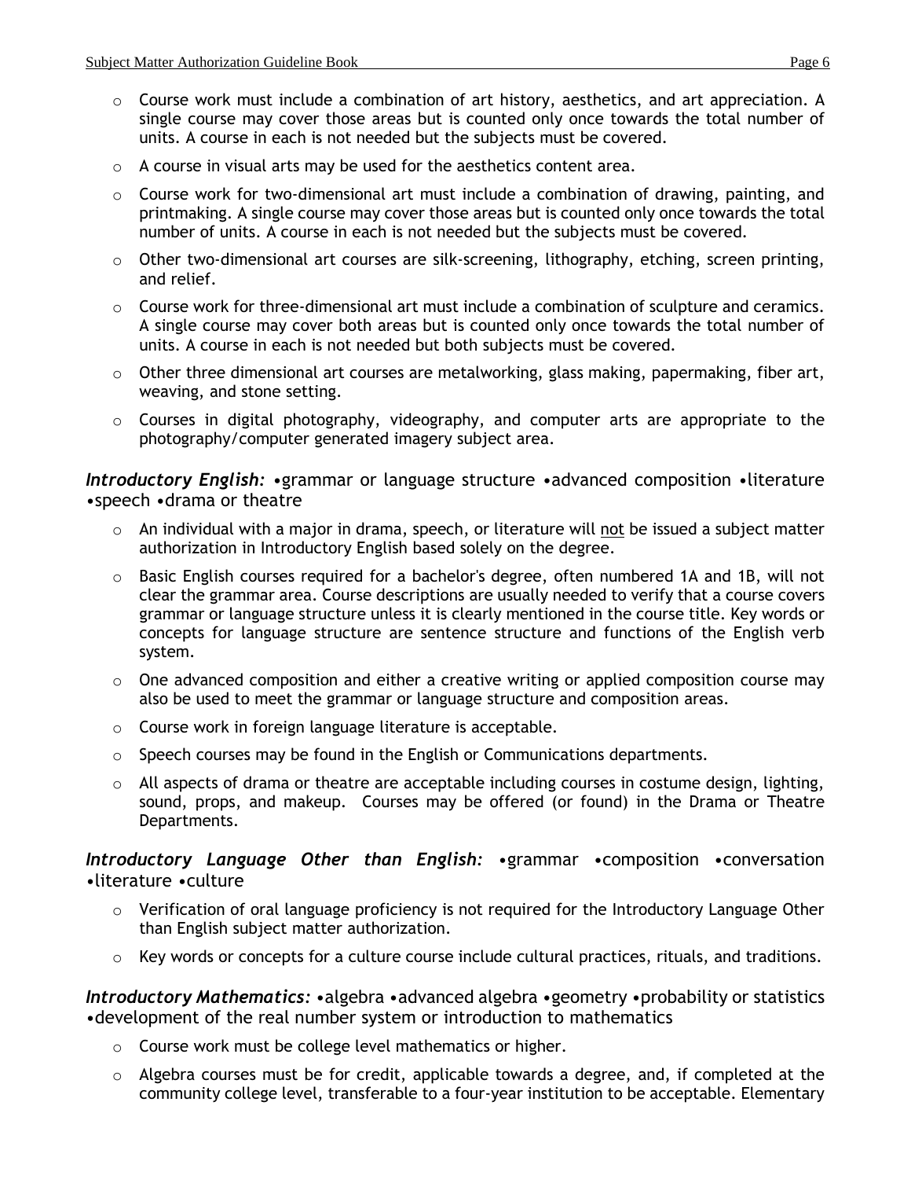- Course work must include a combination of art history, aesthetics, and art appreciation. A single course may cover those areas but is counted only once towards the total number of units. A course in each is not needed but the subjects must be covered.
- A course in visual arts may be used for the aesthetics content area.
- Course work for two-dimensional art must include a combination of drawing, painting, and printmaking. A single course may cover those areas but is counted only once towards the total number of units. A course in each is not needed but the subjects must be covered.
- Other two-dimensional art courses are silk-screening, lithography, etching, screen printing, and relief.
- Course work for three-dimensional art must include a combination of sculpture and ceramics. A single course may cover both areas but is counted only once towards the total number of units. A course in each is not needed but both subjects must be covered.
- Other three dimensional art courses are metalworking, glass making, papermaking, fiber art, weaving, and stone setting.
- Courses in digital photography, videography, and computer arts are appropriate to the photography/computer generated imagery subject area.

***Introductory English:*** •grammar or language structure •advanced composition •literature •speech •drama or theatre

- An individual with a major in drama, speech, or literature will not be issued a subject matter authorization in Introductory English based solely on the degree.
- Basic English courses required for a bachelor's degree, often numbered 1A and 1B, will not clear the grammar area. Course descriptions are usually needed to verify that a course covers grammar or language structure unless it is clearly mentioned in the course title. Key words or concepts for language structure are sentence structure and functions of the English verb system.
- One advanced composition and either a creative writing or applied composition course may also be used to meet the grammar or language structure and composition areas.
- Course work in foreign language literature is acceptable.
- Speech courses may be found in the English or Communications departments.
- All aspects of drama or theatre are acceptable including courses in costume design, lighting, sound, props, and makeup. Courses may be offered (or found) in the Drama or Theatre Departments.

***Introductory Language Other than English:*** •grammar •composition •conversation •literature •culture

- Verification of oral language proficiency is not required for the Introductory Language Other than English subject matter authorization.
- Key words or concepts for a culture course include cultural practices, rituals, and traditions.

***Introductory Mathematics:*** •algebra •advanced algebra •geometry •probability or statistics •development of the real number system or introduction to mathematics

- Course work must be college level mathematics or higher.
- Algebra courses must be for credit, applicable towards a degree, and, if completed at the community college level, transferable to a four-year institution to be acceptable. Elementary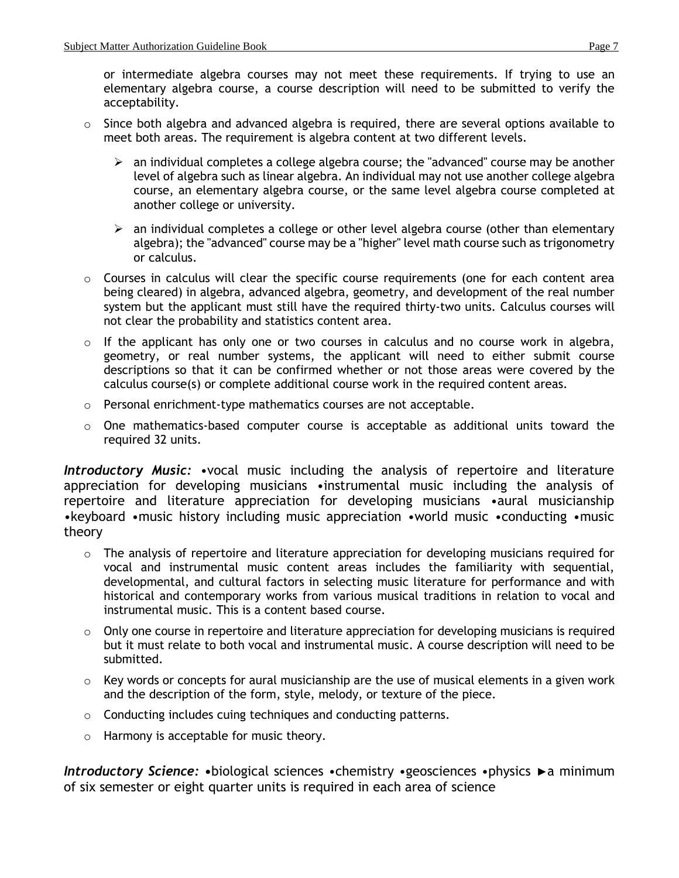or intermediate algebra courses may not meet these requirements. If trying to use an elementary algebra course, a course description will need to be submitted to verify the acceptability.

- Since both algebra and advanced algebra is required, there are several options available to meet both areas. The requirement is algebra content at two different levels.
  - an individual completes a college algebra course; the "advanced" course may be another level of algebra such as linear algebra. An individual may not use another college algebra course, an elementary algebra course, or the same level algebra course completed at another college or university.
  - an individual completes a college or other level algebra course (other than elementary algebra); the "advanced" course may be a "higher" level math course such as trigonometry or calculus.
- Courses in calculus will clear the specific course requirements (one for each content area being cleared) in algebra, advanced algebra, geometry, and development of the real number system but the applicant must still have the required thirty-two units. Calculus courses will not clear the probability and statistics content area.
- If the applicant has only one or two courses in calculus and no course work in algebra, geometry, or real number systems, the applicant will need to either submit course descriptions so that it can be confirmed whether or not those areas were covered by the calculus course(s) or complete additional course work in the required content areas.
- Personal enrichment-type mathematics courses are not acceptable.
- One mathematics-based computer course is acceptable as additional units toward the required 32 units.

***Introductory Music:*** •vocal music including the analysis of repertoire and literature appreciation for developing musicians •instrumental music including the analysis of repertoire and literature appreciation for developing musicians •aural musicianship •keyboard •music history including music appreciation •world music •conducting •music theory

- The analysis of repertoire and literature appreciation for developing musicians required for vocal and instrumental music content areas includes the familiarity with sequential, developmental, and cultural factors in selecting music literature for performance and with historical and contemporary works from various musical traditions in relation to vocal and instrumental music. This is a content based course.
- Only one course in repertoire and literature appreciation for developing musicians is required but it must relate to both vocal and instrumental music. A course description will need to be submitted.
- Key words or concepts for aural musicianship are the use of musical elements in a given work and the description of the form, style, melody, or texture of the piece.
- Conducting includes cuing techniques and conducting patterns.
- Harmony is acceptable for music theory.

***Introductory Science:*** •biological sciences •chemistry •geosciences •physics ►a minimum of six semester or eight quarter units is required in each area of science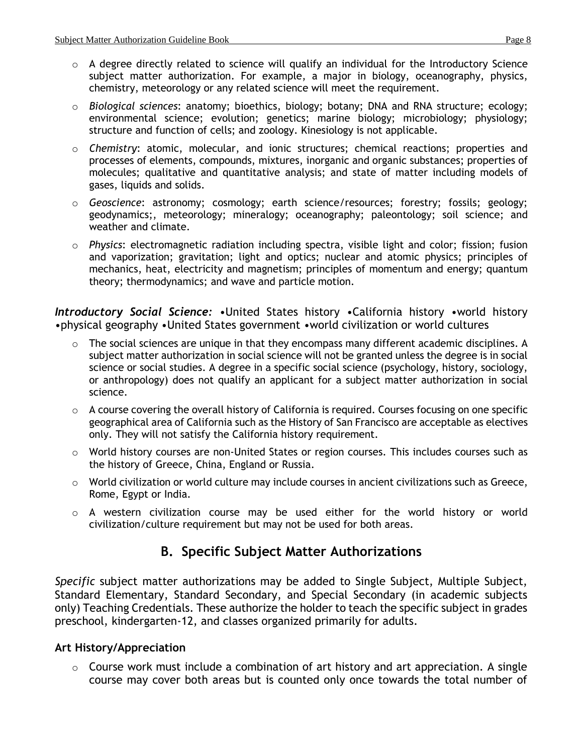- A degree directly related to science will qualify an individual for the Introductory Science subject matter authorization. For example, a major in biology, oceanography, physics, chemistry, meteorology or any related science will meet the requirement.
- *Biological sciences*: anatomy; bioethics, biology; botany; DNA and RNA structure; ecology; environmental science; evolution; genetics; marine biology; microbiology; physiology; structure and function of cells; and zoology. Kinesiology is not applicable.
- *Chemistry*: atomic, molecular, and ionic structures; chemical reactions; properties and processes of elements, compounds, mixtures, inorganic and organic substances; properties of molecules; qualitative and quantitative analysis; and state of matter including models of gases, liquids and solids.
- *Geoscience*: astronomy; cosmology; earth science/resources; forestry; fossils; geology; geodynamics;, meteorology; mineralogy; oceanography; paleontology; soil science; and weather and climate.
- *Physics*: electromagnetic radiation including spectra, visible light and color; fission; fusion and vaporization; gravitation; light and optics; nuclear and atomic physics; principles of mechanics, heat, electricity and magnetism; principles of momentum and energy; quantum theory; thermodynamics; and wave and particle motion.

***Introductory Social Science:*** •United States history •California history •world history •physical geography •United States government •world civilization or world cultures

- The social sciences are unique in that they encompass many different academic disciplines. A subject matter authorization in social science will not be granted unless the degree is in social science or social studies. A degree in a specific social science (psychology, history, sociology, or anthropology) does not qualify an applicant for a subject matter authorization in social science.
- A course covering the overall history of California is required. Courses focusing on one specific geographical area of California such as the History of San Francisco are acceptable as electives only. They will not satisfy the California history requirement.
- World history courses are non-United States or region courses. This includes courses such as the history of Greece, China, England or Russia.
- World civilization or world culture may include courses in ancient civilizations such as Greece, Rome, Egypt or India.
- A western civilization course may be used either for the world history or world civilization/culture requirement but may not be used for both areas.

## B. Specific Subject Matter Authorizations

*Specific* subject matter authorizations may be added to Single Subject, Multiple Subject, Standard Elementary, Standard Secondary, and Special Secondary (in academic subjects only) Teaching Credentials. These authorize the holder to teach the specific subject in grades preschool, kindergarten-12, and classes organized primarily for adults.

### Art History/Appreciation

- Course work must include a combination of art history and art appreciation. A single course may cover both areas but is counted only once towards the total number of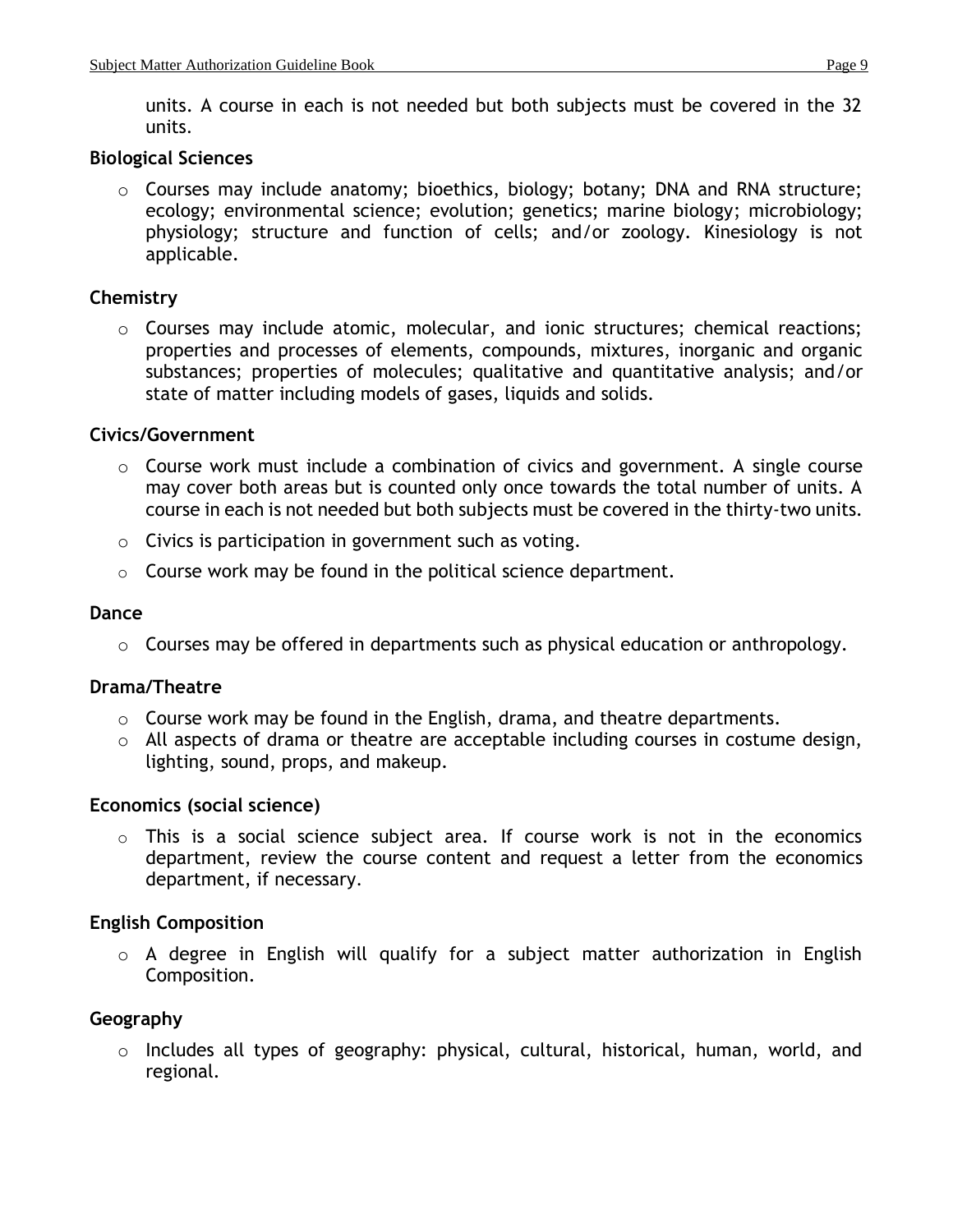units. A course in each is not needed but both subjects must be covered in the 32 units.

**Biological Sciences**

- Courses may include anatomy; bioethics, biology; botany; DNA and RNA structure; ecology; environmental science; evolution; genetics; marine biology; microbiology; physiology; structure and function of cells; and/or zoology. Kinesiology is not applicable.

**Chemistry**

- Courses may include atomic, molecular, and ionic structures; chemical reactions; properties and processes of elements, compounds, mixtures, inorganic and organic substances; properties of molecules; qualitative and quantitative analysis; and/or state of matter including models of gases, liquids and solids.

**Civics/Government**

- Course work must include a combination of civics and government. A single course may cover both areas but is counted only once towards the total number of units. A course in each is not needed but both subjects must be covered in the thirty-two units.
- Civics is participation in government such as voting.
- Course work may be found in the political science department.

**Dance**

- Courses may be offered in departments such as physical education or anthropology.

**Drama/Theatre**

- Course work may be found in the English, drama, and theatre departments.
- All aspects of drama or theatre are acceptable including courses in costume design, lighting, sound, props, and makeup.

**Economics (social science)**

- This is a social science subject area. If course work is not in the economics department, review the course content and request a letter from the economics department, if necessary.

**English Composition**

- A degree in English will qualify for a subject matter authorization in English Composition.

**Geography**

- Includes all types of geography: physical, cultural, historical, human, world, and regional.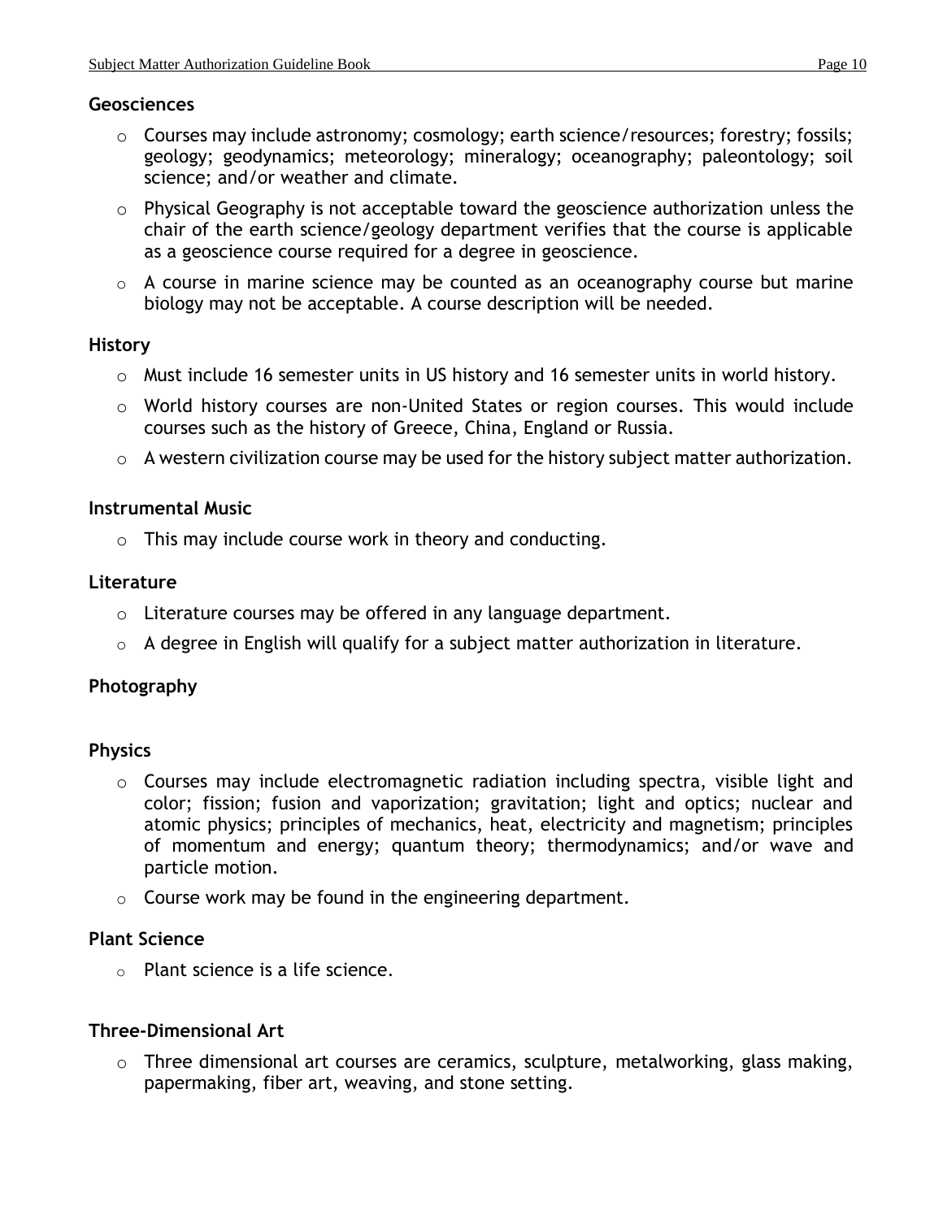### Geosciences

- Courses may include astronomy; cosmology; earth science/resources; forestry; fossils; geology; geodynamics; meteorology; mineralogy; oceanography; paleontology; soil science; and/or weather and climate.
- Physical Geography is not acceptable toward the geoscience authorization unless the chair of the earth science/geology department verifies that the course is applicable as a geoscience course required for a degree in geoscience.
- A course in marine science may be counted as an oceanography course but marine biology may not be acceptable. A course description will be needed.

### History

- Must include 16 semester units in US history and 16 semester units in world history.
- World history courses are non-United States or region courses. This would include courses such as the history of Greece, China, England or Russia.
- A western civilization course may be used for the history subject matter authorization.

### Instrumental Music

- This may include course work in theory and conducting.

### Literature

- Literature courses may be offered in any language department.
- A degree in English will qualify for a subject matter authorization in literature.

### Photography

### Physics

- Courses may include electromagnetic radiation including spectra, visible light and color; fission; fusion and vaporization; gravitation; light and optics; nuclear and atomic physics; principles of mechanics, heat, electricity and magnetism; principles of momentum and energy; quantum theory; thermodynamics; and/or wave and particle motion.
- Course work may be found in the engineering department.

### Plant Science

- Plant science is a life science.

### Three-Dimensional Art

- Three dimensional art courses are ceramics, sculpture, metalworking, glass making, papermaking, fiber art, weaving, and stone setting.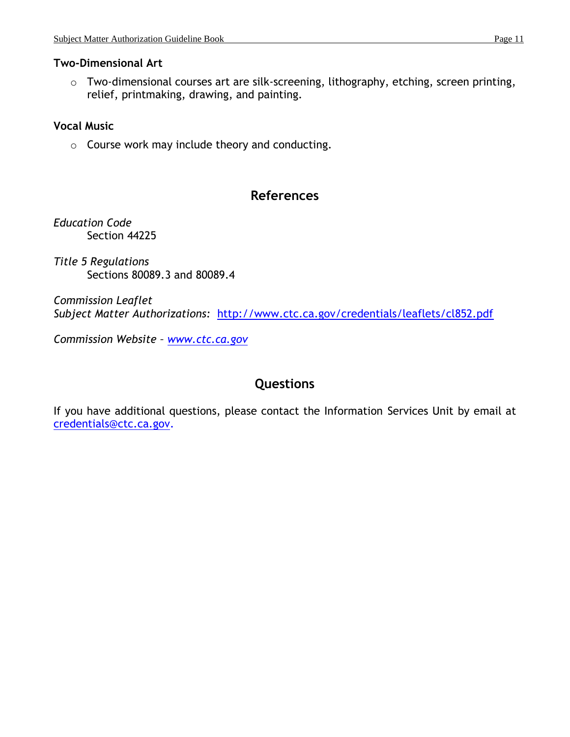### Two-Dimensional Art

- Two-dimensional courses art are silk-screening, lithography, etching, screen printing, relief, printmaking, drawing, and painting.

### Vocal Music

- Course work may include theory and conducting.

## References

*Education Code*
Section 44225

*Title 5 Regulations*
Sections 80089.3 and 80089.4

*Commission Leaflet*
*Subject Matter Authorizations:* http://www.ctc.ca.gov/credentials/leaflets/cl852.pdf

*Commission Website – www.ctc.ca.gov*

## Questions

If you have additional questions, please contact the Information Services Unit by email at credentials@ctc.ca.gov.